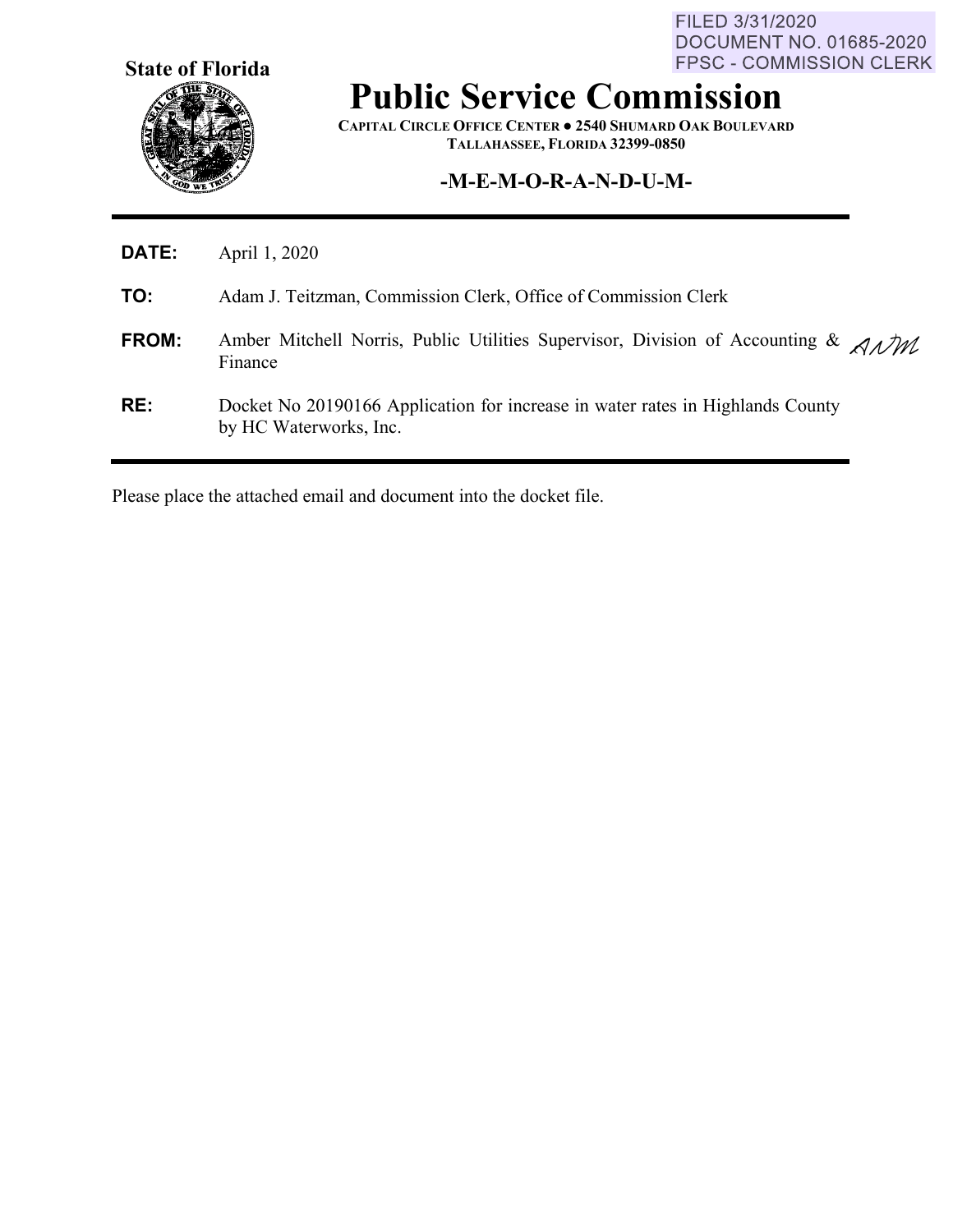FILED 3/31/2020
DOCUMENT NO. 01685-2020
FPSC - COMMISSION CLERK

**State of Florida**

# Public Service Commission

**CAPITAL CIRCLE OFFICE CENTER ● 2540 SHUMARD OAK BOULEVARD**
**TALLAHASSEE, FLORIDA 32399-0850**

## -M-E-M-O-R-A-N-D-U-M-

---

**DATE:** April 1, 2020

**TO:** Adam J. Teitzman, Commission Clerk, Office of Commission Clerk

**FROM:** Amber Mitchell Norris, Public Utilities Supervisor, Division of Accounting & Finance *ANM*

**RE:** Docket No 20190166 Application for increase in water rates in Highlands County by HC Waterworks, Inc.

---

Please place the attached email and document into the docket file.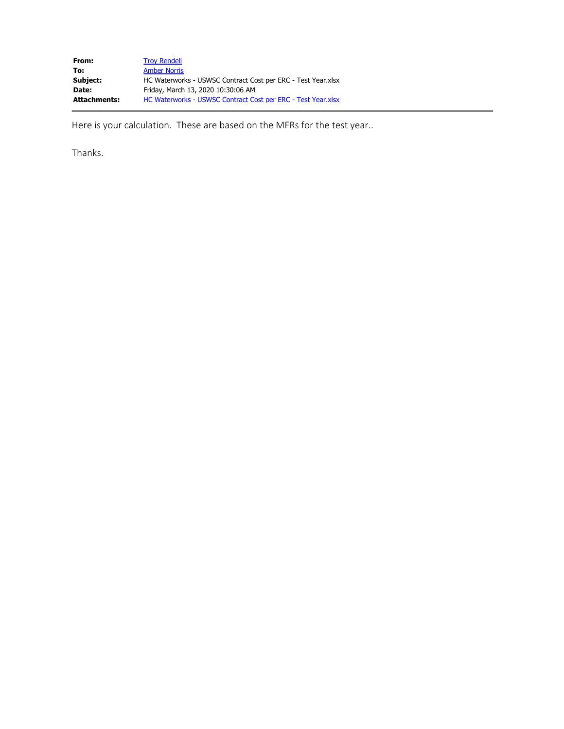| | |
|---|---|
| **From:** | Troy Rendell |
| **To:** | Amber Norris |
| **Subject:** | HC Waterworks - USWSC Contract Cost per ERC - Test Year.xlsx |
| **Date:** | Friday, March 13, 2020 10:30:06 AM |
| **Attachments:** | HC Waterworks - USWSC Contract Cost per ERC - Test Year.xlsx |

Here is your calculation. These are based on the MFRs for the test year..

Thanks.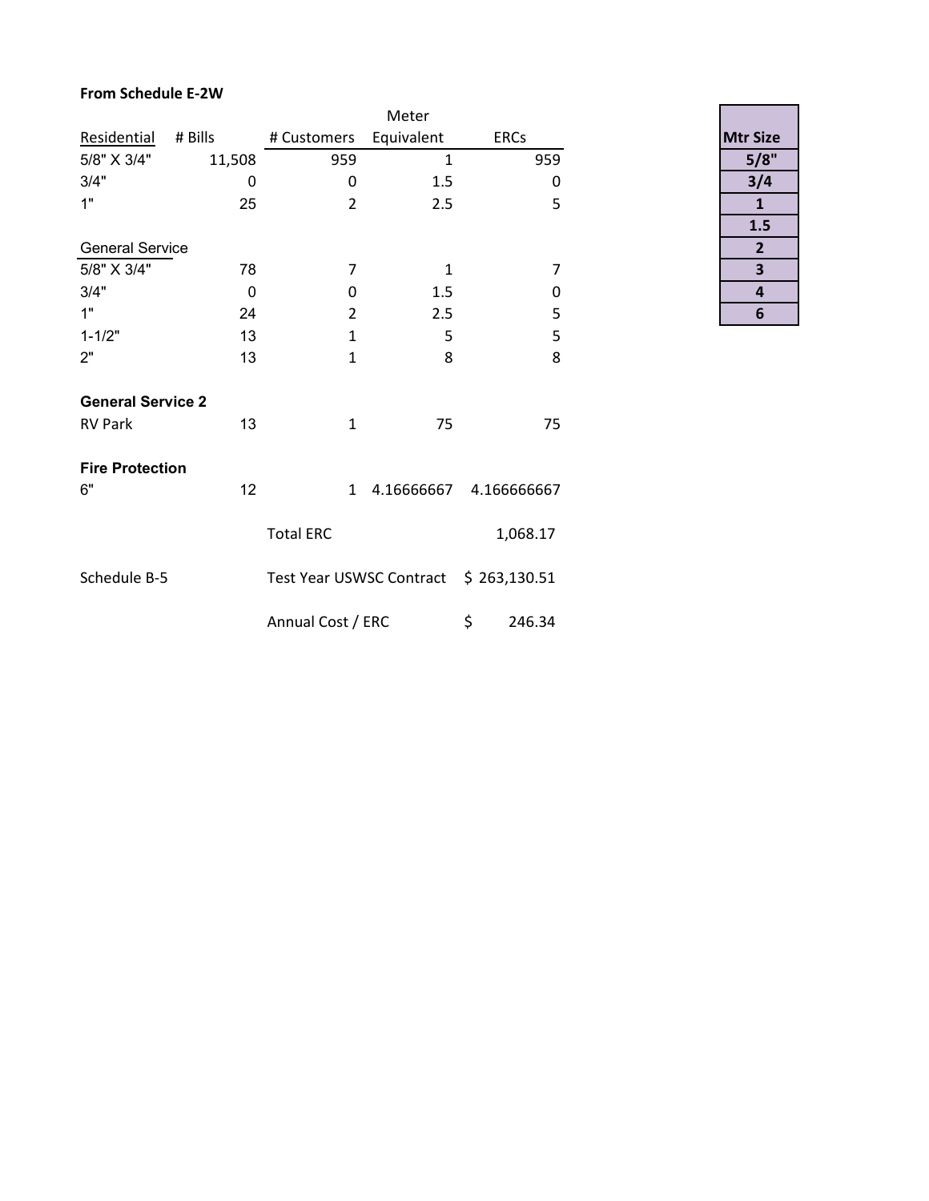**From Schedule E-2W**

| Residential | # Bills | # Customers | Meter Equivalent | ERCs |
|---|---|---|---|---|
| 5/8" X 3/4" | 11,508 | 959 | 1 | 959 |
| 3/4" | 0 | 0 | 1.5 | 0 |
| 1" | 25 | 2 | 2.5 | 5 |
| | | | | |
| General Service | | | | |
| 5/8" X 3/4" | 78 | 7 | 1 | 7 |
| 3/4" | 0 | 0 | 1.5 | 0 |
| 1" | 24 | 2 | 2.5 | 5 |
| 1-1/2" | 13 | 1 | 5 | 5 |
| 2" | 13 | 1 | 8 | 8 |
| | | | | |
| **General Service 2** | | | | |
| RV Park | 13 | 1 | 75 | 75 |
| | | | | |
| **Fire Protection** | | | | |
| 6" | 12 | 1 | 4.16666667 | 4.166666667 |
| | | | | |
| | | Total ERC | | 1,068.17 |
| | | | | |
| Schedule B-5 | | Test Year USWSC Contract | | $ 263,130.51 |
| | | | | |
| | | Annual Cost / ERC | | $ 246.34 |

| Mtr Size |
|---|
| 5/8" |
| 3/4 |
| 1 |
| 1.5 |
| 2 |
| 3 |
| 4 |
| 6 |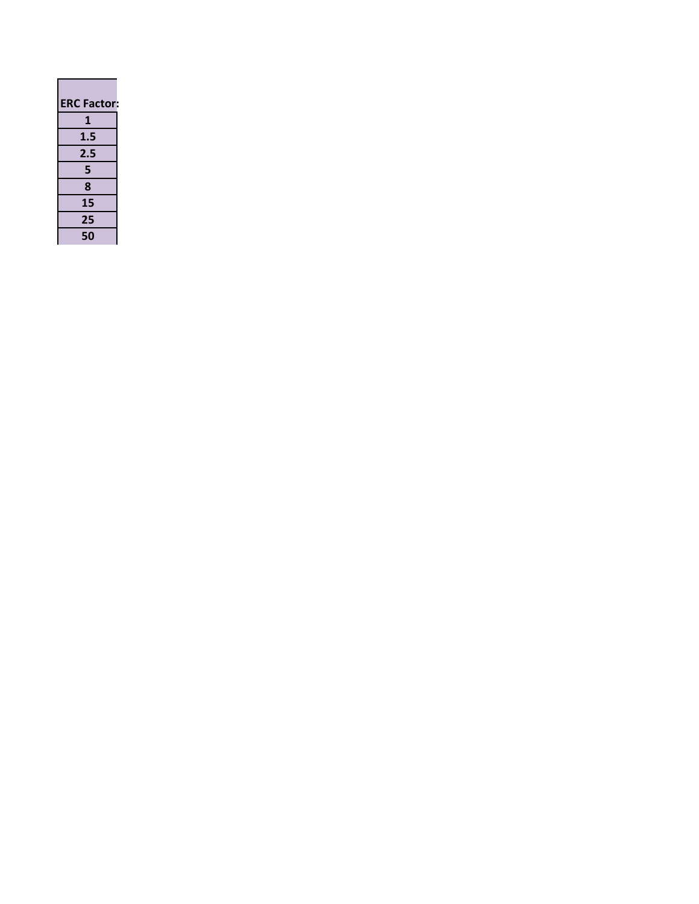| ERC Factor: |
| --- |
| 1 |
| 1.5 |
| 2.5 |
| 5 |
| 8 |
| 15 |
| 25 |
| 50 |